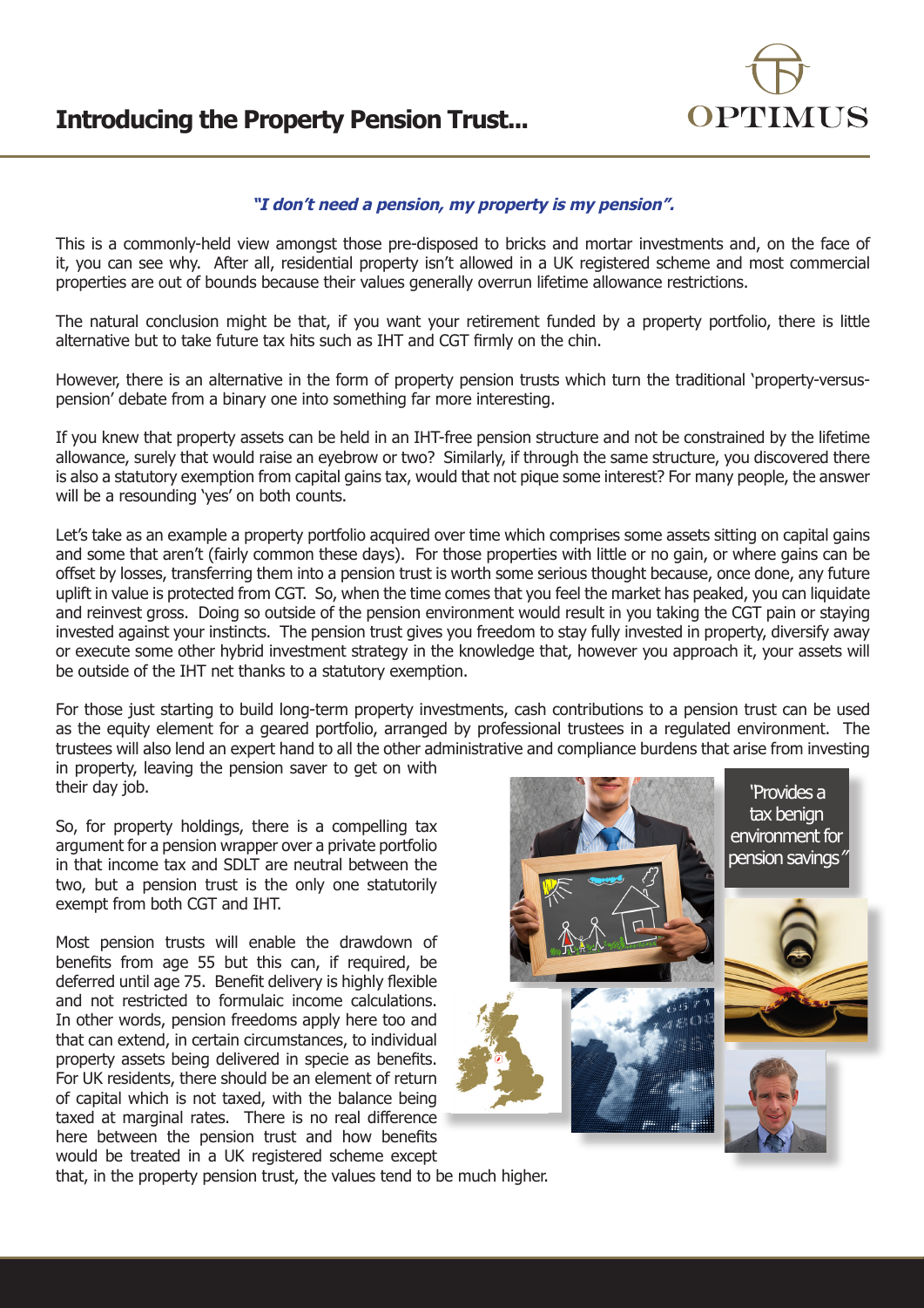# Introducing the Property Pension Trust...

***"I don't need a pension, my property is my pension".***

This is a commonly-held view amongst those pre-disposed to bricks and mortar investments and, on the face of it, you can see why. After all, residential property isn't allowed in a UK registered scheme and most commercial properties are out of bounds because their values generally overrun lifetime allowance restrictions.

The natural conclusion might be that, if you want your retirement funded by a property portfolio, there is little alternative but to take future tax hits such as IHT and CGT firmly on the chin.

However, there is an alternative in the form of property pension trusts which turn the traditional 'property-versus-pension' debate from a binary one into something far more interesting.

If you knew that property assets can be held in an IHT-free pension structure and not be constrained by the lifetime allowance, surely that would raise an eyebrow or two? Similarly, if through the same structure, you discovered there is also a statutory exemption from capital gains tax, would that not pique some interest? For many people, the answer will be a resounding 'yes' on both counts.

Let's take as an example a property portfolio acquired over time which comprises some assets sitting on capital gains and some that aren't (fairly common these days). For those properties with little or no gain, or where gains can be offset by losses, transferring them into a pension trust is worth some serious thought because, once done, any future uplift in value is protected from CGT. So, when the time comes that you feel the market has peaked, you can liquidate and reinvest gross. Doing so outside of the pension environment would result in you taking the CGT pain or staying invested against your instincts. The pension trust gives you freedom to stay fully invested in property, diversify away or execute some other hybrid investment strategy in the knowledge that, however you approach it, your assets will be outside of the IHT net thanks to a statutory exemption.

For those just starting to build long-term property investments, cash contributions to a pension trust can be used as the equity element for a geared portfolio, arranged by professional trustees in a regulated environment. The trustees will also lend an expert hand to all the other administrative and compliance burdens that arise from investing in property, leaving the pension saver to get on with their day job.

So, for property holdings, there is a compelling tax argument for a pension wrapper over a private portfolio in that income tax and SDLT are neutral between the two, but a pension trust is the only one statutorily exempt from both CGT and IHT.

Most pension trusts will enable the drawdown of benefits from age 55 but this can, if required, be deferred until age 75. Benefit delivery is highly flexible and not restricted to formulaic income calculations. In other words, pension freedoms apply here too and that can extend, in certain circumstances, to individual property assets being delivered in specie as benefits. For UK residents, there should be an element of return of capital which is not taxed, with the balance being taxed at marginal rates. There is no real difference here between the pension trust and how benefits would be treated in a UK registered scheme except that, in the property pension trust, the values tend to be much higher.

'Provides a tax benign environment for pension savings"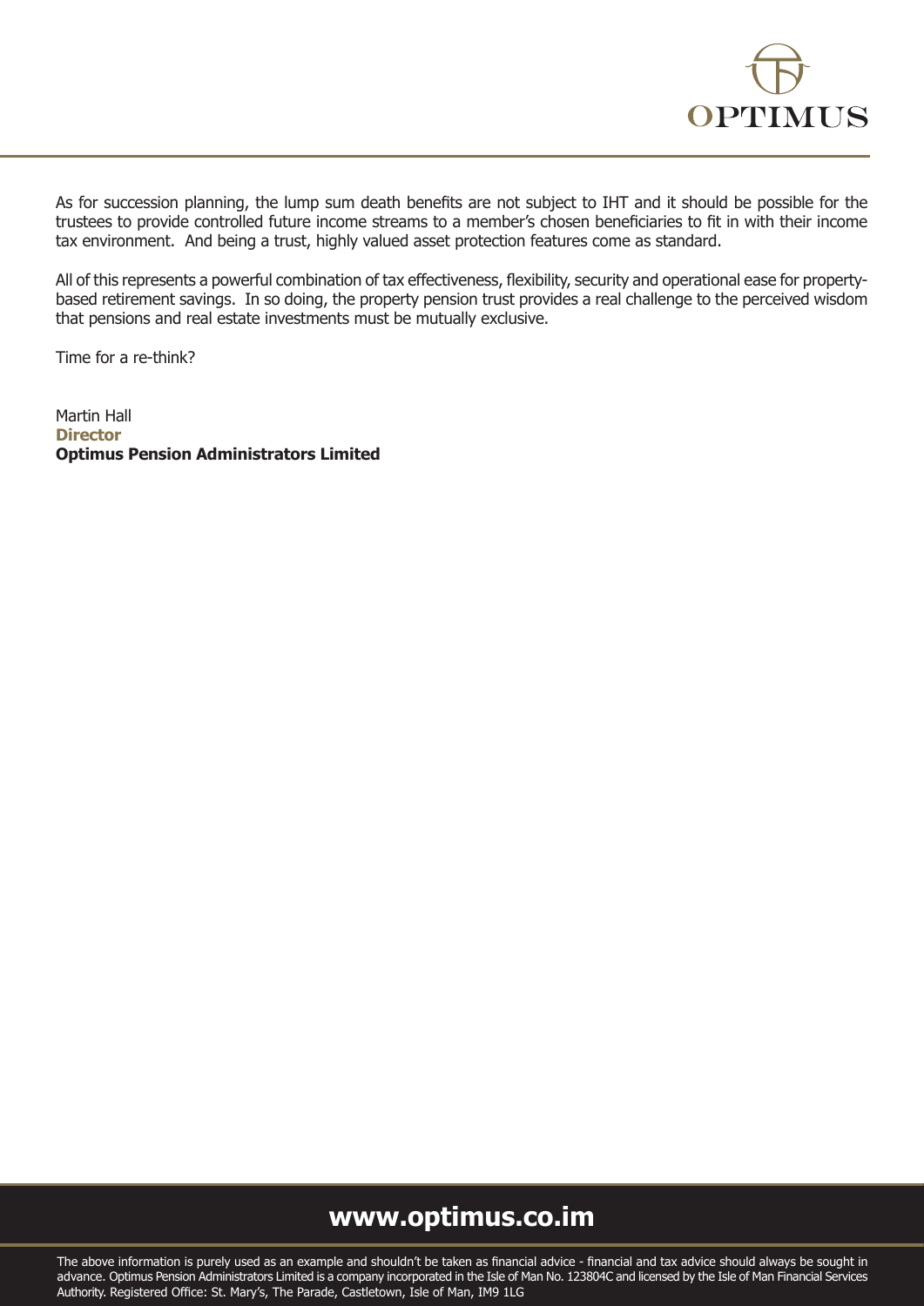As for succession planning, the lump sum death benefits are not subject to IHT and it should be possible for the trustees to provide controlled future income streams to a member's chosen beneficiaries to fit in with their income tax environment. And being a trust, highly valued asset protection features come as standard.

All of this represents a powerful combination of tax effectiveness, flexibility, security and operational ease for property-based retirement savings. In so doing, the property pension trust provides a real challenge to the perceived wisdom that pensions and real estate investments must be mutually exclusive.

Time for a re-think?

Martin Hall
**Director**
**Optimus Pension Administrators Limited**

**www.optimus.co.im**

The above information is purely used as an example and shouldn't be taken as financial advice - financial and tax advice should always be sought in advance. Optimus Pension Administrators Limited is a company incorporated in the Isle of Man No. 123804C and licensed by the Isle of Man Financial Services Authority. Registered Office: St. Mary's, The Parade, Castletown, Isle of Man, IM9 1LG